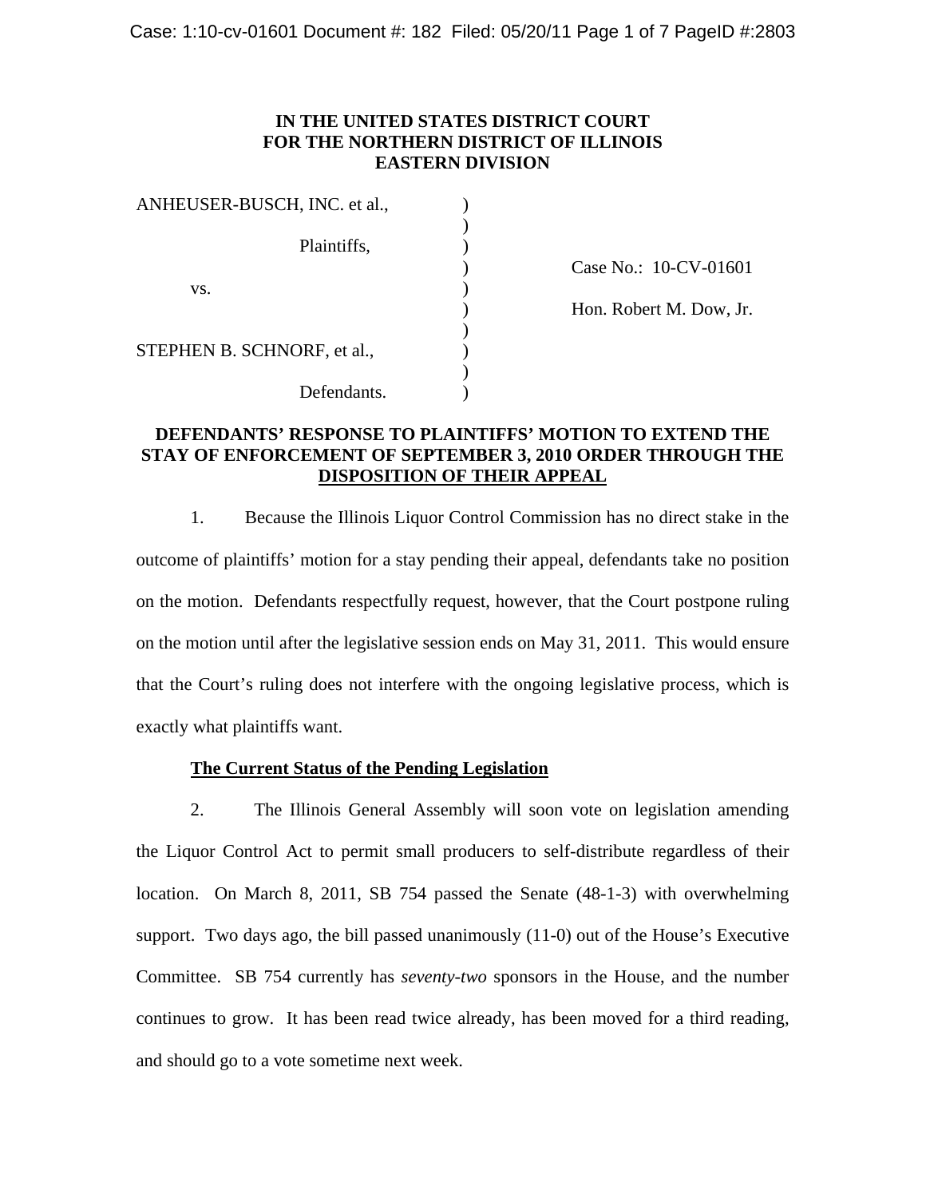**IN THE UNITED STATES DISTRICT COURT**
**FOR THE NORTHERN DISTRICT OF ILLINOIS**
**EASTERN DIVISION**

| | | |
|---|---|---|
| ANHEUSER-BUSCH, INC. et al., | ) | |
| | ) | |
| Plaintiffs, | ) | |
| | ) | Case No.: 10-CV-01601 |
| vs. | ) | |
| | ) | Hon. Robert M. Dow, Jr. |
| | ) | |
| STEPHEN B. SCHNORF, et al., | ) | |
| | ) | |
| Defendants. | ) | |

**DEFENDANTS' RESPONSE TO PLAINTIFFS' MOTION TO EXTEND THE STAY OF ENFORCEMENT OF SEPTEMBER 3, 2010 ORDER THROUGH THE DISPOSITION OF THEIR APPEAL**

1. Because the Illinois Liquor Control Commission has no direct stake in the outcome of plaintiffs' motion for a stay pending their appeal, defendants take no position on the motion. Defendants respectfully request, however, that the Court postpone ruling on the motion until after the legislative session ends on May 31, 2011. This would ensure that the Court's ruling does not interfere with the ongoing legislative process, which is exactly what plaintiffs want.

**The Current Status of the Pending Legislation**

2. The Illinois General Assembly will soon vote on legislation amending the Liquor Control Act to permit small producers to self-distribute regardless of their location. On March 8, 2011, SB 754 passed the Senate (48-1-3) with overwhelming support. Two days ago, the bill passed unanimously (11-0) out of the House's Executive Committee. SB 754 currently has *seventy-two* sponsors in the House, and the number continues to grow. It has been read twice already, has been moved for a third reading, and should go to a vote sometime next week.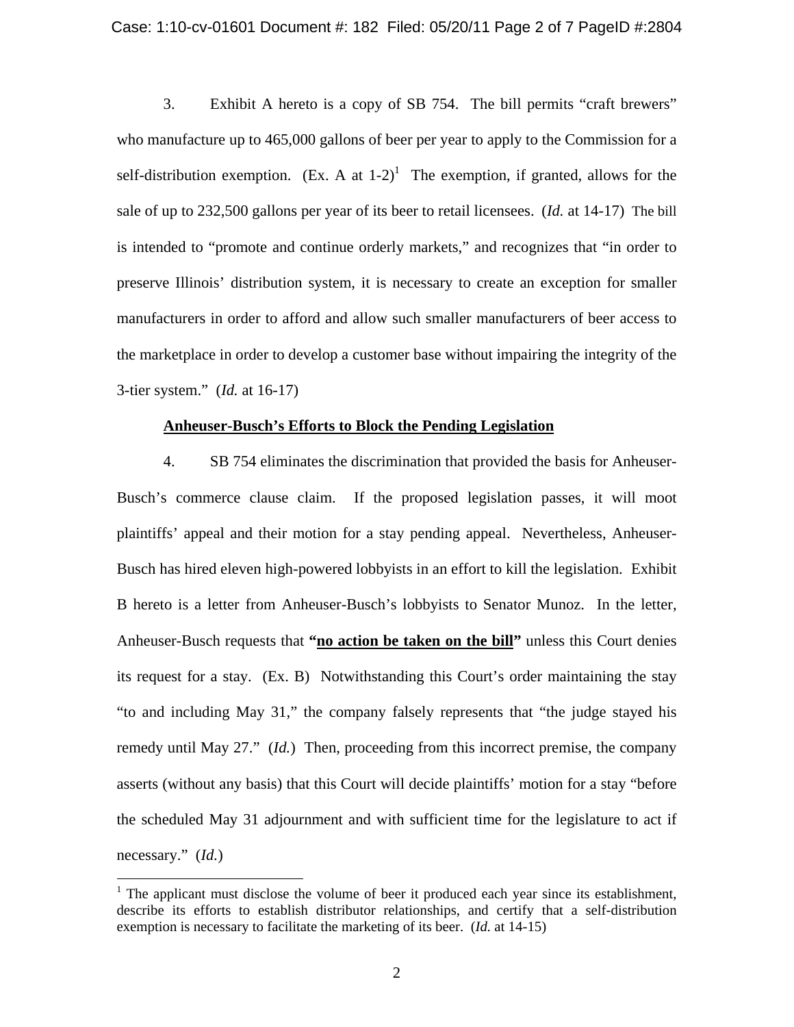3. Exhibit A hereto is a copy of SB 754. The bill permits "craft brewers" who manufacture up to 465,000 gallons of beer per year to apply to the Commission for a self-distribution exemption. (Ex. A at 1-2)[1] The exemption, if granted, allows for the sale of up to 232,500 gallons per year of its beer to retail licensees. (*Id.* at 14-17) The bill is intended to "promote and continue orderly markets," and recognizes that "in order to preserve Illinois' distribution system, it is necessary to create an exception for smaller manufacturers in order to afford and allow such smaller manufacturers of beer access to the marketplace in order to develop a customer base without impairing the integrity of the 3-tier system." (*Id.* at 16-17)

**<u>Anheuser-Busch's Efforts to Block the Pending Legislation</u>**

4. SB 754 eliminates the discrimination that provided the basis for Anheuser-Busch's commerce clause claim. If the proposed legislation passes, it will moot plaintiffs' appeal and their motion for a stay pending appeal. Nevertheless, Anheuser-Busch has hired eleven high-powered lobbyists in an effort to kill the legislation. Exhibit B hereto is a letter from Anheuser-Busch's lobbyists to Senator Munoz. In the letter, Anheuser-Busch requests that **"<u>no action be taken on the bill</u>"** unless this Court denies its request for a stay. (Ex. B) Notwithstanding this Court's order maintaining the stay "to and including May 31," the company falsely represents that "the judge stayed his remedy until May 27." (*Id.*) Then, proceeding from this incorrect premise, the company asserts (without any basis) that this Court will decide plaintiffs' motion for a stay "before the scheduled May 31 adjournment and with sufficient time for the legislature to act if necessary." (*Id.*)

[1] The applicant must disclose the volume of beer it produced each year since its establishment, describe its efforts to establish distributor relationships, and certify that a self-distribution exemption is necessary to facilitate the marketing of its beer. (*Id.* at 14-15)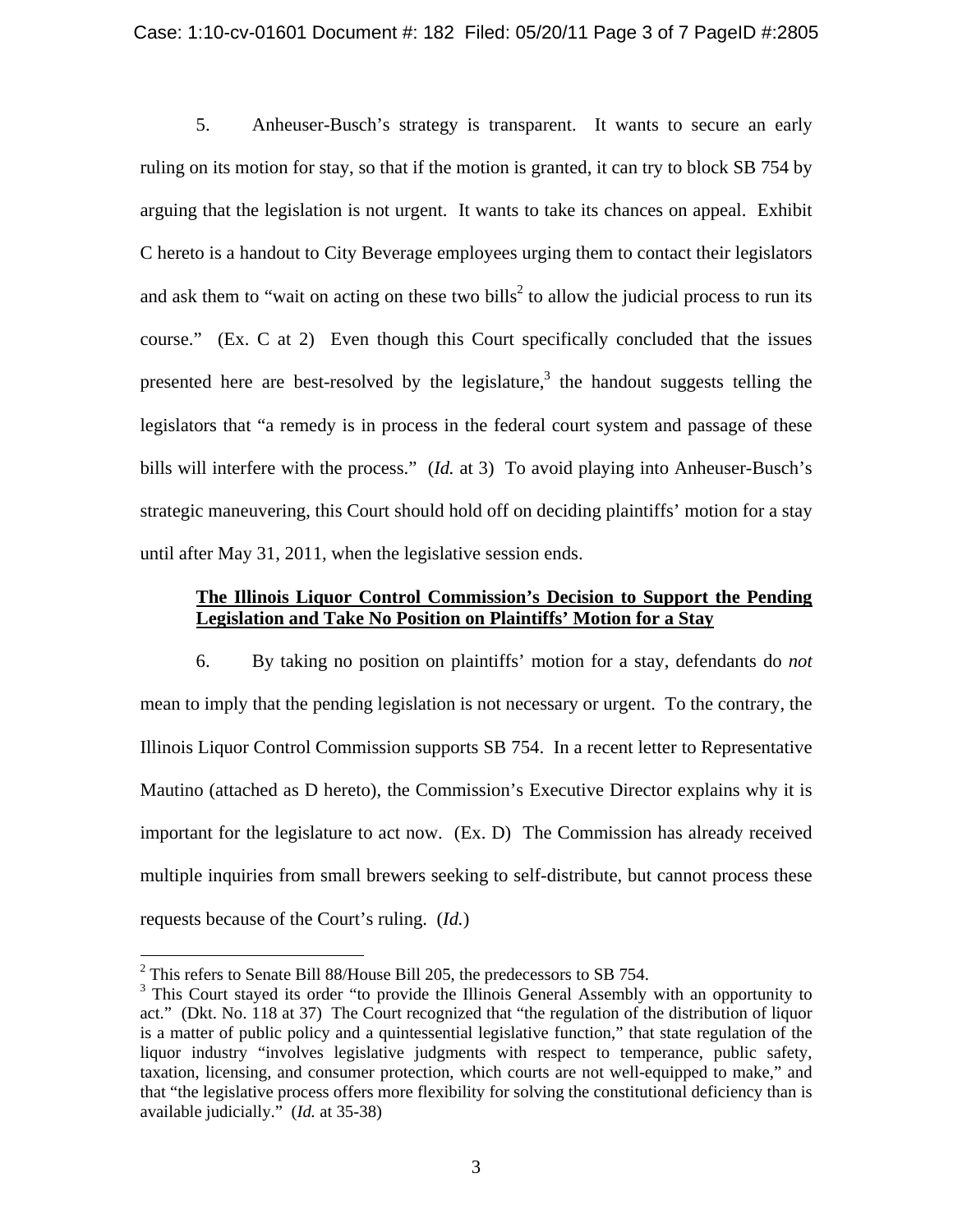5. Anheuser-Busch's strategy is transparent. It wants to secure an early ruling on its motion for stay, so that if the motion is granted, it can try to block SB 754 by arguing that the legislation is not urgent. It wants to take its chances on appeal. Exhibit C hereto is a handout to City Beverage employees urging them to contact their legislators and ask them to "wait on acting on these two bills[2] to allow the judicial process to run its course." (Ex. C at 2) Even though this Court specifically concluded that the issues presented here are best-resolved by the legislature,[3] the handout suggests telling the legislators that "a remedy is in process in the federal court system and passage of these bills will interfere with the process." (*Id.* at 3) To avoid playing into Anheuser-Busch's strategic maneuvering, this Court should hold off on deciding plaintiffs' motion for a stay until after May 31, 2011, when the legislative session ends.

**<u>The Illinois Liquor Control Commission's Decision to Support the Pending Legislation and Take No Position on Plaintiffs' Motion for a Stay</u>**

6. By taking no position on plaintiffs' motion for a stay, defendants do *not* mean to imply that the pending legislation is not necessary or urgent. To the contrary, the Illinois Liquor Control Commission supports SB 754. In a recent letter to Representative Mautino (attached as D hereto), the Commission's Executive Director explains why it is important for the legislature to act now. (Ex. D) The Commission has already received multiple inquiries from small brewers seeking to self-distribute, but cannot process these requests because of the Court's ruling. (*Id.*)

---

[2] This refers to Senate Bill 88/House Bill 205, the predecessors to SB 754.

[3] This Court stayed its order "to provide the Illinois General Assembly with an opportunity to act." (Dkt. No. 118 at 37) The Court recognized that "the regulation of the distribution of liquor is a matter of public policy and a quintessential legislative function," that state regulation of the liquor industry "involves legislative judgments with respect to temperance, public safety, taxation, licensing, and consumer protection, which courts are not well-equipped to make," and that "the legislative process offers more flexibility for solving the constitutional deficiency than is available judicially." (*Id.* at 35-38)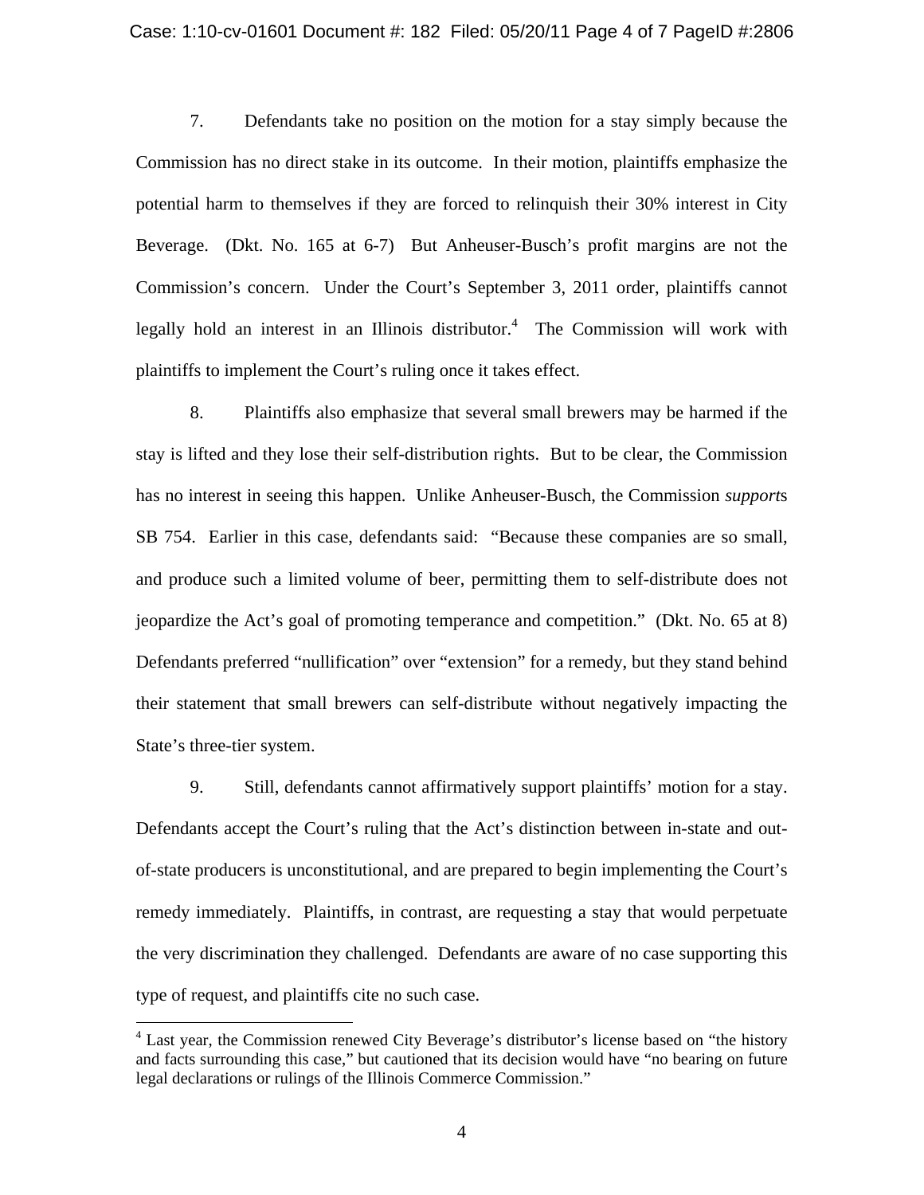7. Defendants take no position on the motion for a stay simply because the Commission has no direct stake in its outcome. In their motion, plaintiffs emphasize the potential harm to themselves if they are forced to relinquish their 30% interest in City Beverage. (Dkt. No. 165 at 6-7) But Anheuser-Busch's profit margins are not the Commission's concern. Under the Court's September 3, 2011 order, plaintiffs cannot legally hold an interest in an Illinois distributor.[4] The Commission will work with plaintiffs to implement the Court's ruling once it takes effect.

8. Plaintiffs also emphasize that several small brewers may be harmed if the stay is lifted and they lose their self-distribution rights. But to be clear, the Commission has no interest in seeing this happen. Unlike Anheuser-Busch, the Commission *support*s SB 754. Earlier in this case, defendants said: "Because these companies are so small, and produce such a limited volume of beer, permitting them to self-distribute does not jeopardize the Act's goal of promoting temperance and competition." (Dkt. No. 65 at 8) Defendants preferred "nullification" over "extension" for a remedy, but they stand behind their statement that small brewers can self-distribute without negatively impacting the State's three-tier system.

9. Still, defendants cannot affirmatively support plaintiffs' motion for a stay. Defendants accept the Court's ruling that the Act's distinction between in-state and out-of-state producers is unconstitutional, and are prepared to begin implementing the Court's remedy immediately. Plaintiffs, in contrast, are requesting a stay that would perpetuate the very discrimination they challenged. Defendants are aware of no case supporting this type of request, and plaintiffs cite no such case.

---

[4] Last year, the Commission renewed City Beverage's distributor's license based on "the history and facts surrounding this case," but cautioned that its decision would have "no bearing on future legal declarations or rulings of the Illinois Commerce Commission."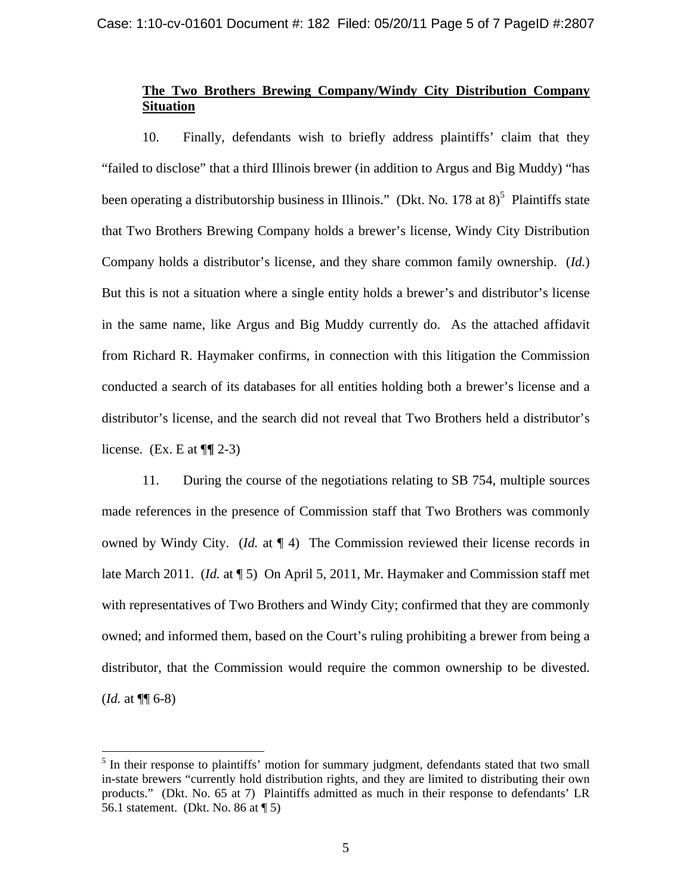**The Two Brothers Brewing Company/Windy City Distribution Company Situation**

10. Finally, defendants wish to briefly address plaintiffs' claim that they "failed to disclose" that a third Illinois brewer (in addition to Argus and Big Muddy) "has been operating a distributorship business in Illinois." (Dkt. No. 178 at 8)[5] Plaintiffs state that Two Brothers Brewing Company holds a brewer's license, Windy City Distribution Company holds a distributor's license, and they share common family ownership. (*Id.*) But this is not a situation where a single entity holds a brewer's and distributor's license in the same name, like Argus and Big Muddy currently do. As the attached affidavit from Richard R. Haymaker confirms, in connection with this litigation the Commission conducted a search of its databases for all entities holding both a brewer's license and a distributor's license, and the search did not reveal that Two Brothers held a distributor's license. (Ex. E at ¶¶ 2-3)

11. During the course of the negotiations relating to SB 754, multiple sources made references in the presence of Commission staff that Two Brothers was commonly owned by Windy City. (*Id.* at ¶ 4) The Commission reviewed their license records in late March 2011. (*Id.* at ¶ 5) On April 5, 2011, Mr. Haymaker and Commission staff met with representatives of Two Brothers and Windy City; confirmed that they are commonly owned; and informed them, based on the Court's ruling prohibiting a brewer from being a distributor, that the Commission would require the common ownership to be divested. (*Id.* at ¶¶ 6-8)

[5] In their response to plaintiffs' motion for summary judgment, defendants stated that two small in-state brewers "currently hold distribution rights, and they are limited to distributing their own products." (Dkt. No. 65 at 7) Plaintiffs admitted as much in their response to defendants' LR 56.1 statement. (Dkt. No. 86 at ¶ 5)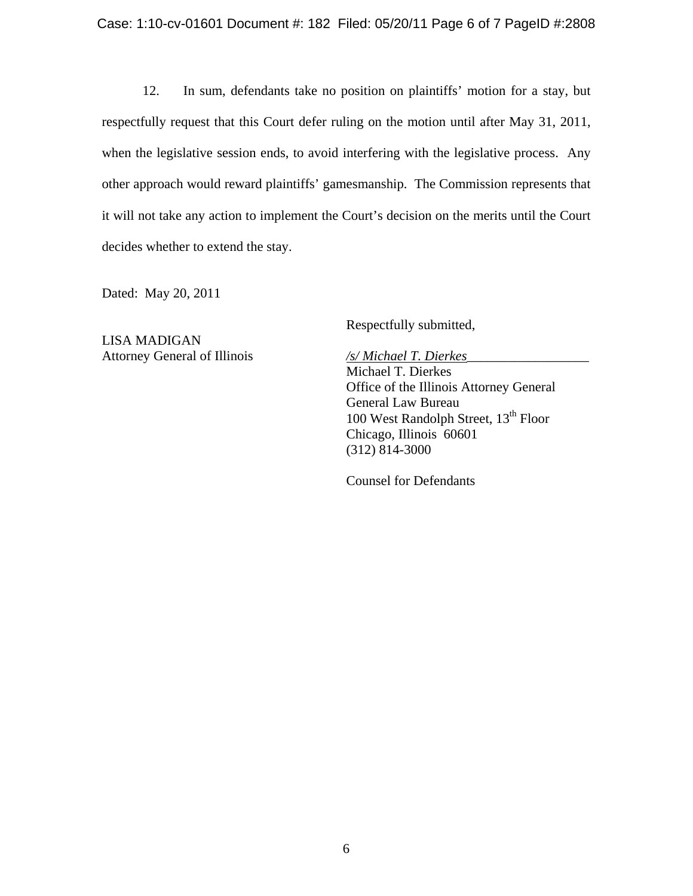12. In sum, defendants take no position on plaintiffs' motion for a stay, but respectfully request that this Court defer ruling on the motion until after May 31, 2011, when the legislative session ends, to avoid interfering with the legislative process. Any other approach would reward plaintiffs' gamesmanship. The Commission represents that it will not take any action to implement the Court's decision on the merits until the Court decides whether to extend the stay.

Dated: May 20, 2011

Respectfully submitted,

LISA MADIGAN
Attorney General of Illinois

*/s/ Michael T. Dierkes*
Michael T. Dierkes
Office of the Illinois Attorney General
General Law Bureau
100 West Randolph Street, 13th Floor
Chicago, Illinois 60601
(312) 814-3000

Counsel for Defendants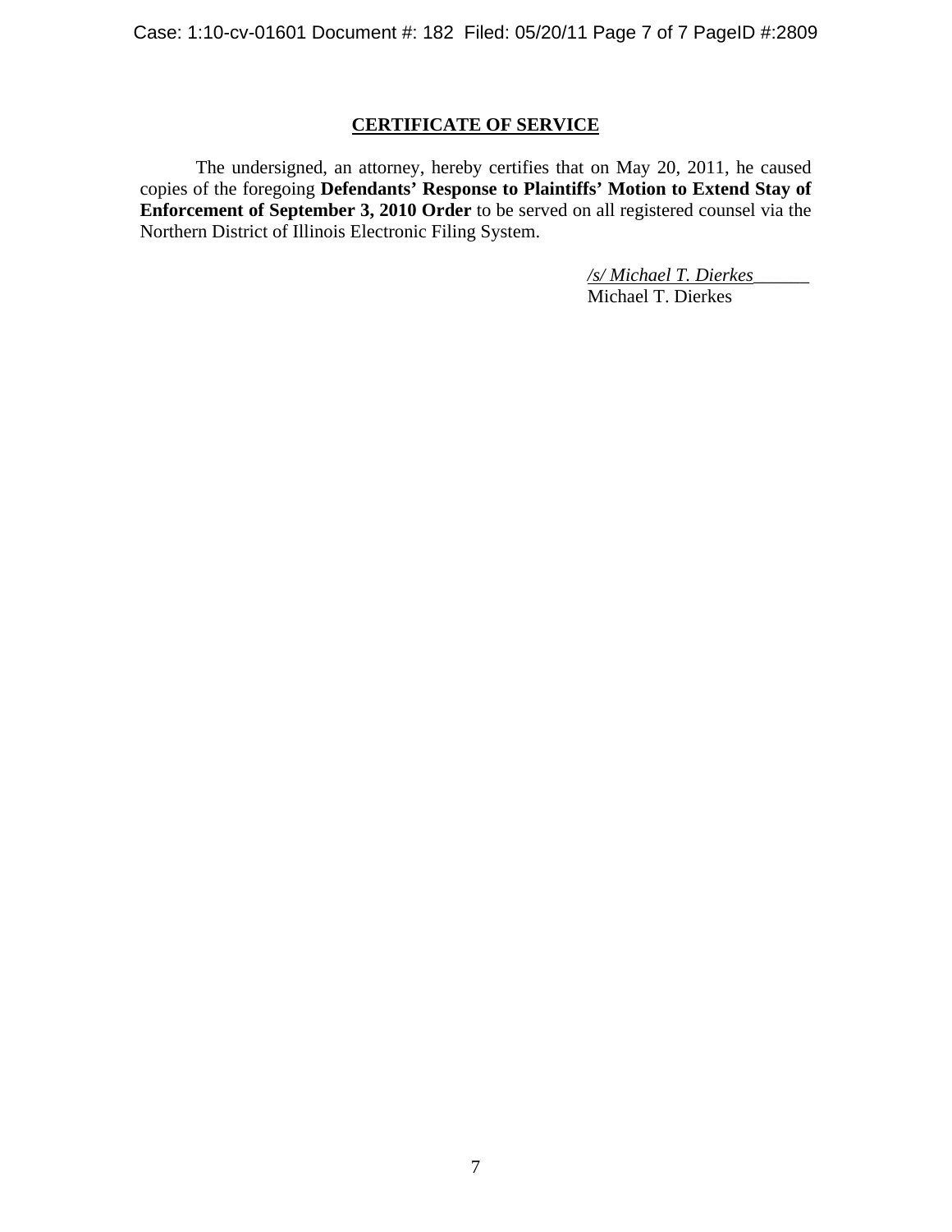## CERTIFICATE OF SERVICE

The undersigned, an attorney, hereby certifies that on May 20, 2011, he caused copies of the foregoing **Defendants' Response to Plaintiffs' Motion to Extend Stay of Enforcement of September 3, 2010 Order** to be served on all registered counsel via the Northern District of Illinois Electronic Filing System.

*/s/ Michael T. Dierkes*______
Michael T. Dierkes